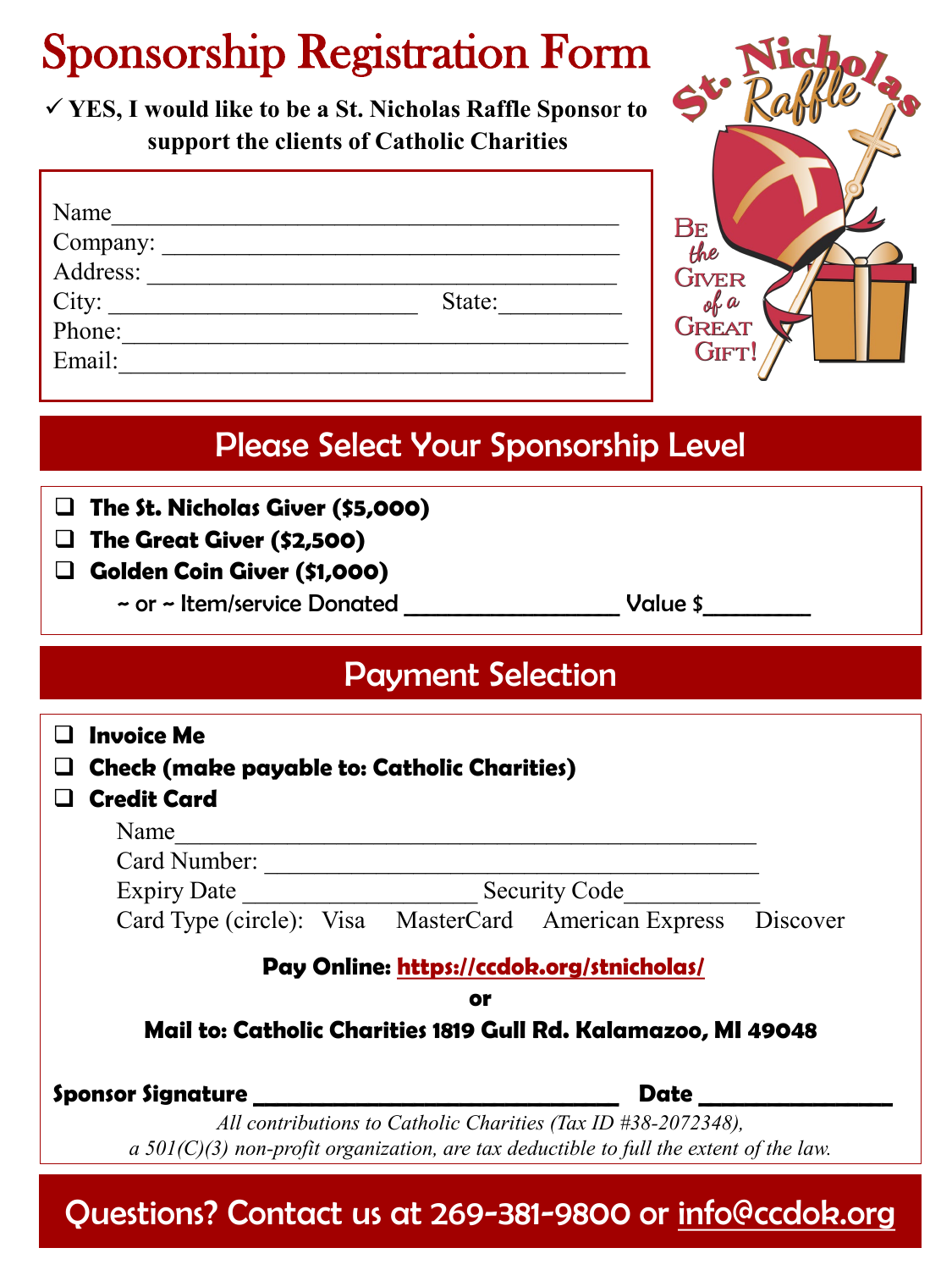# Sponsorship Registration Form

✓ **YES, I would like to be a St. Nicholas Raffle Sponsor to support the clients of Catholic Charities**

St. Nicholas Raffle

Be the Giver of a Great Gift!

Name_______________________________________________

Company: ___________________________________________

Address: ___________________________________________

City: ___________________________ State:__________

Phone:______________________________________________

Email:______________________________________________

## Please Select Your Sponsorship Level

- ❑ **The St. Nicholas Giver ($5,000)**
- ❑ **The Great Giver ($2,500)**
- ❑ **Golden Coin Giver ($1,000)**

~ or ~ Item/service Donated ___________________ Value $_________

## Payment Selection

- ❑ **Invoice Me**
- ❑ **Check (make payable to: Catholic Charities)**
- ❑ **Credit Card**

Name_______________________________________________

Card Number: ___________________________________________

Expiry Date ___________________ Security Code___________

Card Type (circle): Visa MasterCard American Express Discover

**Pay Online: https://ccdok.org/stnicholas/**

**or**

**Mail to: Catholic Charities 1819 Gull Rd. Kalamazoo, MI 49048**

**Sponsor Signature** _________________________________ **Date** _________________

*All contributions to Catholic Charities (Tax ID #38-2072348), a 501(C)(3) non-profit organization, are tax deductible to full the extent of the law.*

## Questions? Contact us at 269-381-9800 or info@ccdok.org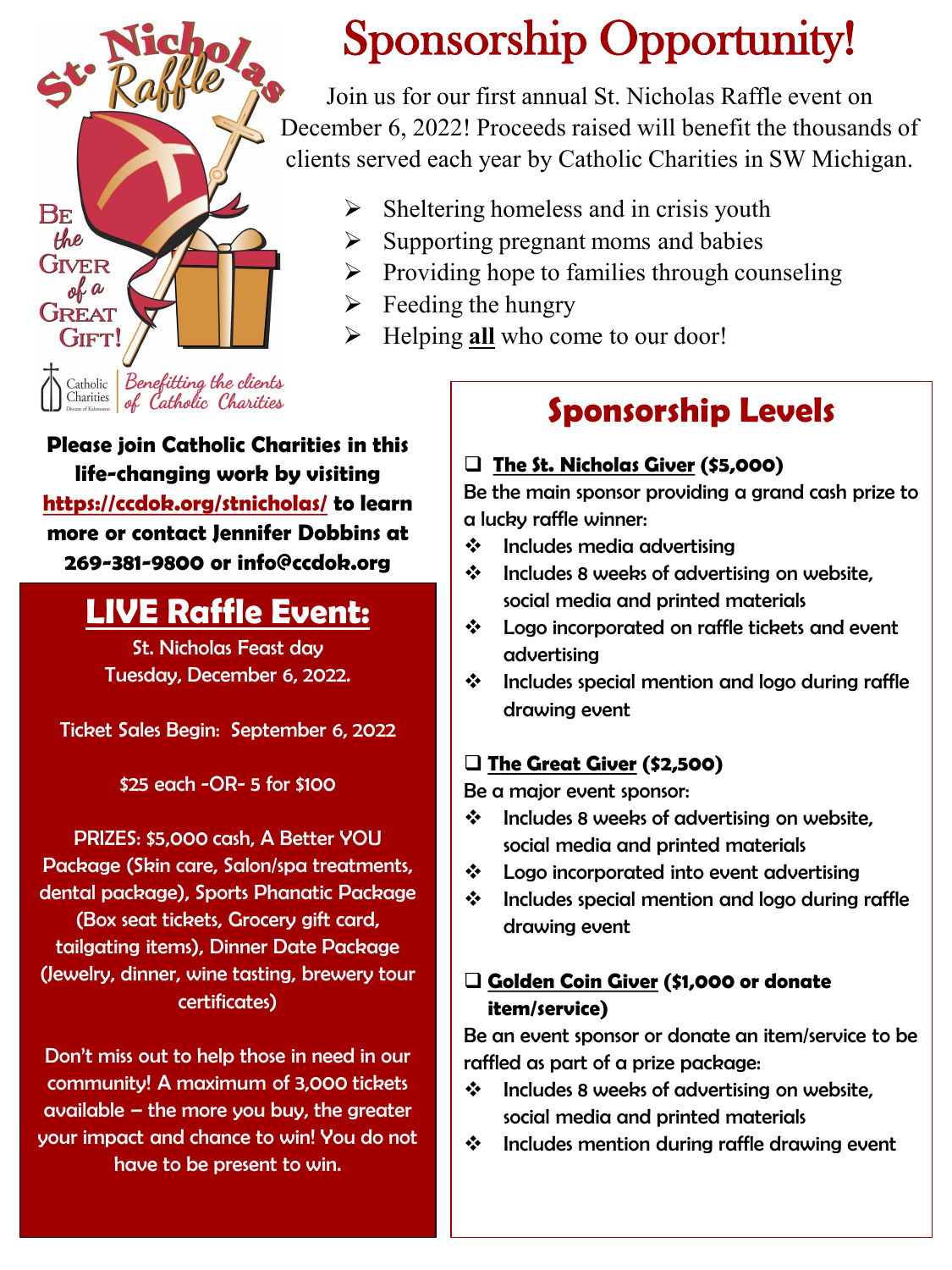St. Nicholas Raffle

Be the Giver of a Great Gift!

Catholic Charities | Benefitting the clients of Catholic Charities

# Sponsorship Opportunity!

Join us for our first annual St. Nicholas Raffle event on December 6, 2022! Proceeds raised will benefit the thousands of clients served each year by Catholic Charities in SW Michigan.

- Sheltering homeless and in crisis youth
- Supporting pregnant moms and babies
- Providing hope to families through counseling
- Feeding the hungry
- Helping **all** who come to our door!

**Please join Catholic Charities in this life-changing work by visiting https://ccdok.org/stnicholas/ to learn more or contact Jennifer Dobbins at 269-381-9800 or info@ccdok.org**

## LIVE Raffle Event:

St. Nicholas Feast day
Tuesday, December 6, 2022.

Ticket Sales Begin: September 6, 2022

$25 each -OR- 5 for $100

PRIZES: $5,000 cash, A Better YOU Package (Skin care, Salon/spa treatments, dental package), Sports Phanatic Package (Box seat tickets, Grocery gift card, tailgating items), Dinner Date Package (Jewelry, dinner, wine tasting, brewery tour certificates)

Don't miss out to help those in need in our community! A maximum of 3,000 tickets available – the more you buy, the greater your impact and chance to win! You do not have to be present to win.

## Sponsorship Levels

- [ ] **The St. Nicholas Giver ($5,000)**

Be the main sponsor providing a grand cash prize to a lucky raffle winner:

- Includes media advertising
- Includes 8 weeks of advertising on website, social media and printed materials
- Logo incorporated on raffle tickets and event advertising
- Includes special mention and logo during raffle drawing event

- [ ] **The Great Giver ($2,500)**

Be a major event sponsor:

- Includes 8 weeks of advertising on website, social media and printed materials
- Logo incorporated into event advertising
- Includes special mention and logo during raffle drawing event

- [ ] **Golden Coin Giver ($1,000 or donate item/service)**

Be an event sponsor or donate an item/service to be raffled as part of a prize package:

- Includes 8 weeks of advertising on website, social media and printed materials
- Includes mention during raffle drawing event